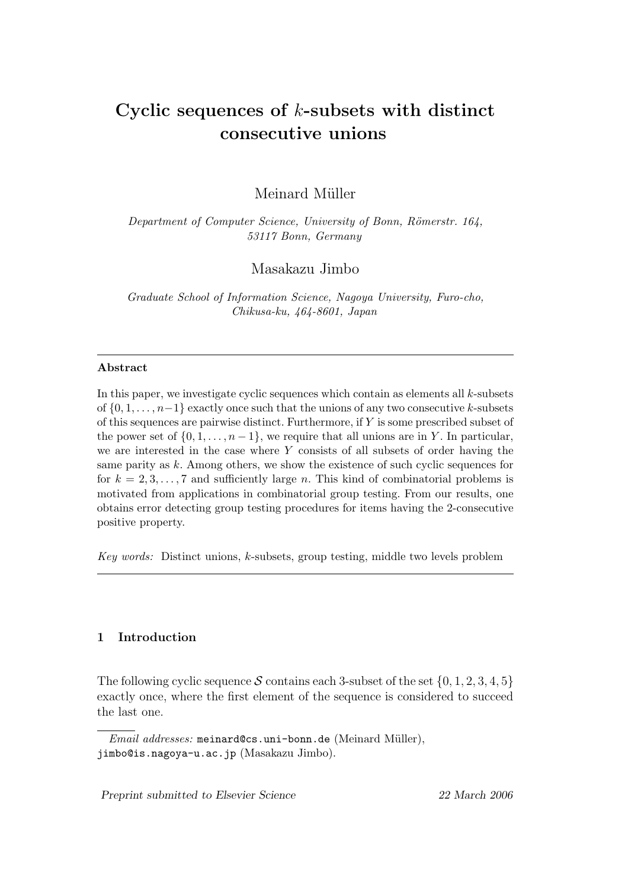# Cyclic sequences of $k$-subsets with distinct consecutive unions

Meinard Müller

*Department of Computer Science, University of Bonn, Römerstr. 164, 53117 Bonn, Germany*

Masakazu Jimbo

*Graduate School of Information Science, Nagoya University, Furo-cho, Chikusa-ku, 464-8601, Japan*

---

**Abstract**

In this paper, we investigate cyclic sequences which contain as elements all $k$-subsets of $\{0, 1, \ldots, n-1\}$ exactly once such that the unions of any two consecutive $k$-subsets of this sequences are pairwise distinct. Furthermore, if $Y$ is some prescribed subset of the power set of $\{0, 1, \ldots, n-1\}$, we require that all unions are in $Y$. In particular, we are interested in the case where $Y$ consists of all subsets of order having the same parity as $k$. Among others, we show the existence of such cyclic sequences for for $k = 2, 3, \ldots, 7$ and sufficiently large $n$. This kind of combinatorial problems is motivated from applications in combinatorial group testing. From our results, one obtains error detecting group testing procedures for items having the 2-consecutive positive property.

*Key words:* Distinct unions, $k$-subsets, group testing, middle two levels problem

---

## 1 Introduction

The following cyclic sequence $\mathcal{S}$ contains each 3-subset of the set $\{0, 1, 2, 3, 4, 5\}$ exactly once, where the first element of the sequence is considered to succeed the last one.

---

*Email addresses:* meinard@cs.uni-bonn.de (Meinard Müller), jimbo@is.nagoya-u.ac.jp (Masakazu Jimbo).

Preprint submitted to Elsevier Science 22 March 2006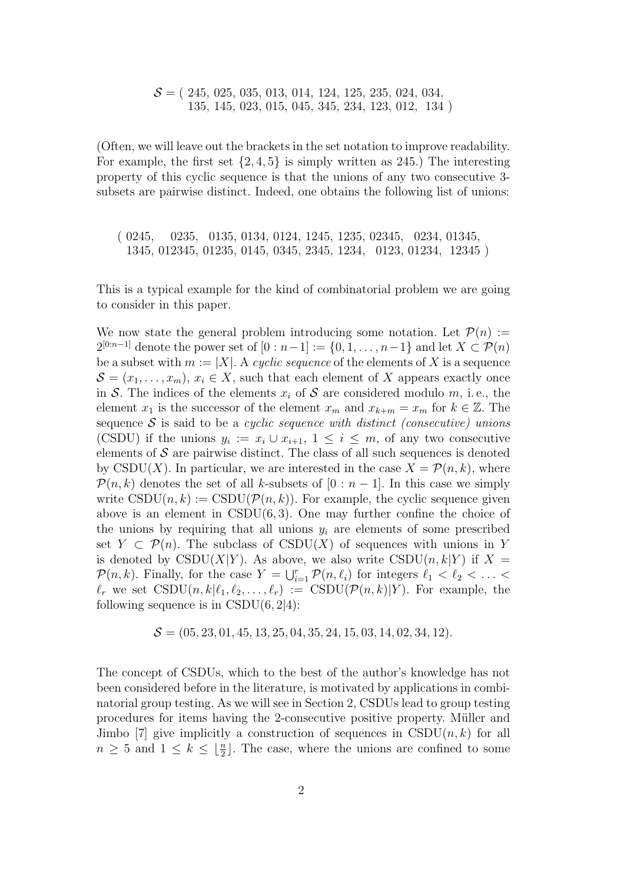$$\mathcal{S} = ( \ 245, \ 025, \ 035, \ 013, \ 014, \ 124, \ 125, \ 235, \ 024, \ 034, \\ 135, \ 145, \ 023, \ 015, \ 045, \ 345, \ 234, \ 123, \ 012, \ 134 \ )$$

(Often, we will leave out the brackets in the set notation to improve readability. For example, the first set $\{2, 4, 5\}$ is simply written as 245.) The interesting property of this cyclic sequence is that the unions of any two consecutive 3-subsets are pairwise distinct. Indeed, one obtains the following list of unions:

$$( \ 0245, \ 0235, \ 0135, \ 0134, \ 0124, \ 1245, \ 1235, \ 02345, \ 0234, \ 01345, \\ 1345, \ 012345, \ 01235, \ 0145, \ 0345, \ 2345, \ 1234, \ 0123, \ 01234, \ 12345 \ )$$

This is a typical example for the kind of combinatorial problem we are going to consider in this paper.

We now state the general problem introducing some notation. Let $\mathcal{P}(n) := 2^{[0:n-1]}$ denote the power set of $[0 : n-1] := \{0, 1, \ldots, n-1\}$ and let $X \subset \mathcal{P}(n)$ be a subset with $m := |X|$. A *cyclic sequence* of the elements of $X$ is a sequence $\mathcal{S} = (x_1, \ldots, x_m)$, $x_i \in X$, such that each element of $X$ appears exactly once in $\mathcal{S}$. The indices of the elements $x_i$ of $\mathcal{S}$ are considered modulo $m$, i. e., the element $x_1$ is the successor of the element $x_m$ and $x_{k+m} = x_m$ for $k \in \mathbb{Z}$. The sequence $\mathcal{S}$ is said to be a *cyclic sequence with distinct (consecutive) unions* (CSDU) if the unions $y_i := x_i \cup x_{i+1}$, $1 \leq i \leq m$, of any two consecutive elements of $\mathcal{S}$ are pairwise distinct. The class of all such sequences is denoted by $\mathrm{CSDU}(X)$. In particular, we are interested in the case $X = \mathcal{P}(n, k)$, where $\mathcal{P}(n, k)$ denotes the set of all $k$-subsets of $[0 : n-1]$. In this case we simply write $\mathrm{CSDU}(n, k) := \mathrm{CSDU}(\mathcal{P}(n, k))$. For example, the cyclic sequence given above is an element in $\mathrm{CSDU}(6, 3)$. One may further confine the choice of the unions by requiring that all unions $y_i$ are elements of some prescribed set $Y \subset \mathcal{P}(n)$. The subclass of $\mathrm{CSDU}(X)$ of sequences with unions in $Y$ is denoted by $\mathrm{CSDU}(X|Y)$. As above, we also write $\mathrm{CSDU}(n, k|Y)$ if $X = \mathcal{P}(n, k)$. Finally, for the case $Y = \bigcup_{i=1}^{r} \mathcal{P}(n, \ell_i)$ for integers $\ell_1 < \ell_2 < \ldots < \ell_r$ we set $\mathrm{CSDU}(n, k|\ell_1, \ell_2, \ldots, \ell_r) := \mathrm{CSDU}(\mathcal{P}(n, k)|Y)$. For example, the following sequence is in $\mathrm{CSDU}(6, 2|4)$:

$$\mathcal{S} = (05, 23, 01, 45, 13, 25, 04, 35, 24, 15, 03, 14, 02, 34, 12).$$

The concept of CSDUs, which to the best of the author's knowledge has not been considered before in the literature, is motivated by applications in combinatorial group testing. As we will see in Section 2, CSDUs lead to group testing procedures for items having the 2-consecutive positive property. Müller and Jimbo [7] give implicitly a construction of sequences in $\mathrm{CSDU}(n, k)$ for all $n \geq 5$ and $1 \leq k \leq \lfloor \frac{n}{2} \rfloor$. The case, where the unions are confined to some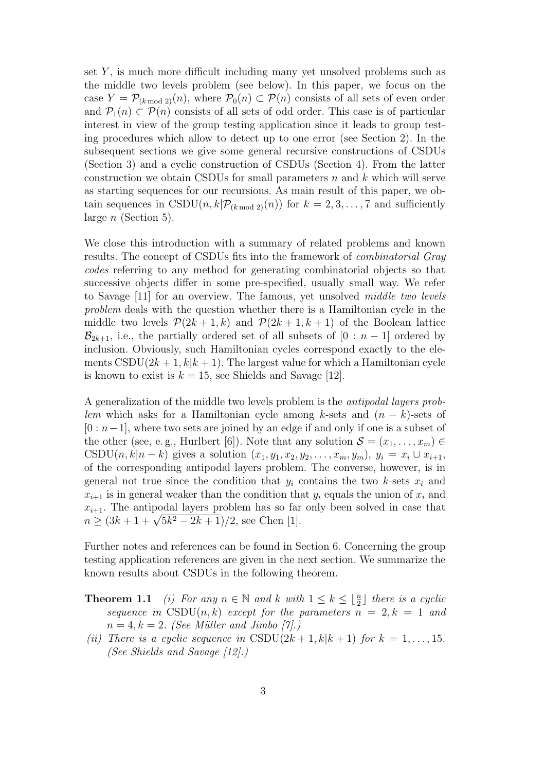set $Y$, is much more difficult including many yet unsolved problems such as the middle two levels problem (see below). In this paper, we focus on the case $Y = \mathcal{P}_{(k \bmod 2)}(n)$, where $\mathcal{P}_0(n) \subset \mathcal{P}(n)$ consists of all sets of even order and $\mathcal{P}_1(n) \subset \mathcal{P}(n)$ consists of all sets of odd order. This case is of particular interest in view of the group testing application since it leads to group testing procedures which allow to detect up to one error (see Section 2). In the subsequent sections we give some general recursive constructions of CSDUs (Section 3) and a cyclic construction of CSDUs (Section 4). From the latter construction we obtain CSDUs for small parameters $n$ and $k$ which will serve as starting sequences for our recursions. As main result of this paper, we obtain sequences in $\mathrm{CSDU}(n, k|\mathcal{P}_{(k \bmod 2)}(n))$ for $k = 2, 3, \ldots, 7$ and sufficiently large $n$ (Section 5).

We close this introduction with a summary of related problems and known results. The concept of CSDUs fits into the framework of *combinatorial Gray codes* referring to any method for generating combinatorial objects so that successive objects differ in some pre-specified, usually small way. We refer to Savage [11] for an overview. The famous, yet unsolved *middle two levels problem* deals with the question whether there is a Hamiltonian cycle in the middle two levels $\mathcal{P}(2k+1, k)$ and $\mathcal{P}(2k+1, k+1)$ of the Boolean lattice $\mathcal{B}_{2k+1}$, i.e., the partially ordered set of all subsets of $[0 : n-1]$ ordered by inclusion. Obviously, such Hamiltonian cycles correspond exactly to the elements $\mathrm{CSDU}(2k+1, k|k+1)$. The largest value for which a Hamiltonian cycle is known to exist is $k = 15$, see Shields and Savage [12].

A generalization of the middle two levels problem is the *antipodal layers problem* which asks for a Hamiltonian cycle among $k$-sets and $(n-k)$-sets of $[0 : n-1]$, where two sets are joined by an edge if and only if one is a subset of the other (see, e. g., Hurlbert [6]). Note that any solution $\mathcal{S} = (x_1, \ldots, x_m) \in \mathrm{CSDU}(n, k|n-k)$ gives a solution $(x_1, y_1, x_2, y_2, \ldots, x_m, y_m)$, $y_i = x_i \cup x_{i+1}$, of the corresponding antipodal layers problem. The converse, however, is in general not true since the condition that $y_i$ contains the two $k$-sets $x_i$ and $x_{i+1}$ is in general weaker than the condition that $y_i$ equals the union of $x_i$ and $x_{i+1}$. The antipodal layers problem has so far only been solved in case that $n \geq (3k + 1 + \sqrt{5k^2 - 2k + 1})/2$, see Chen [1].

Further notes and references can be found in Section 6. Concerning the group testing application references are given in the next section. We summarize the known results about CSDUs in the following theorem.

**Theorem 1.1** *(i) For any $n \in \mathbb{N}$ and $k$ with $1 \leq k \leq \lfloor \frac{n}{2} \rfloor$ there is a cyclic sequence in $\mathrm{CSDU}(n, k)$ except for the parameters $n = 2, k = 1$ and $n = 4, k = 2$. (See Müller and Jimbo [7].)*

*(ii) There is a cyclic sequence in $\mathrm{CSDU}(2k+1, k|k+1)$ for $k = 1, \ldots, 15$. (See Shields and Savage [12].)*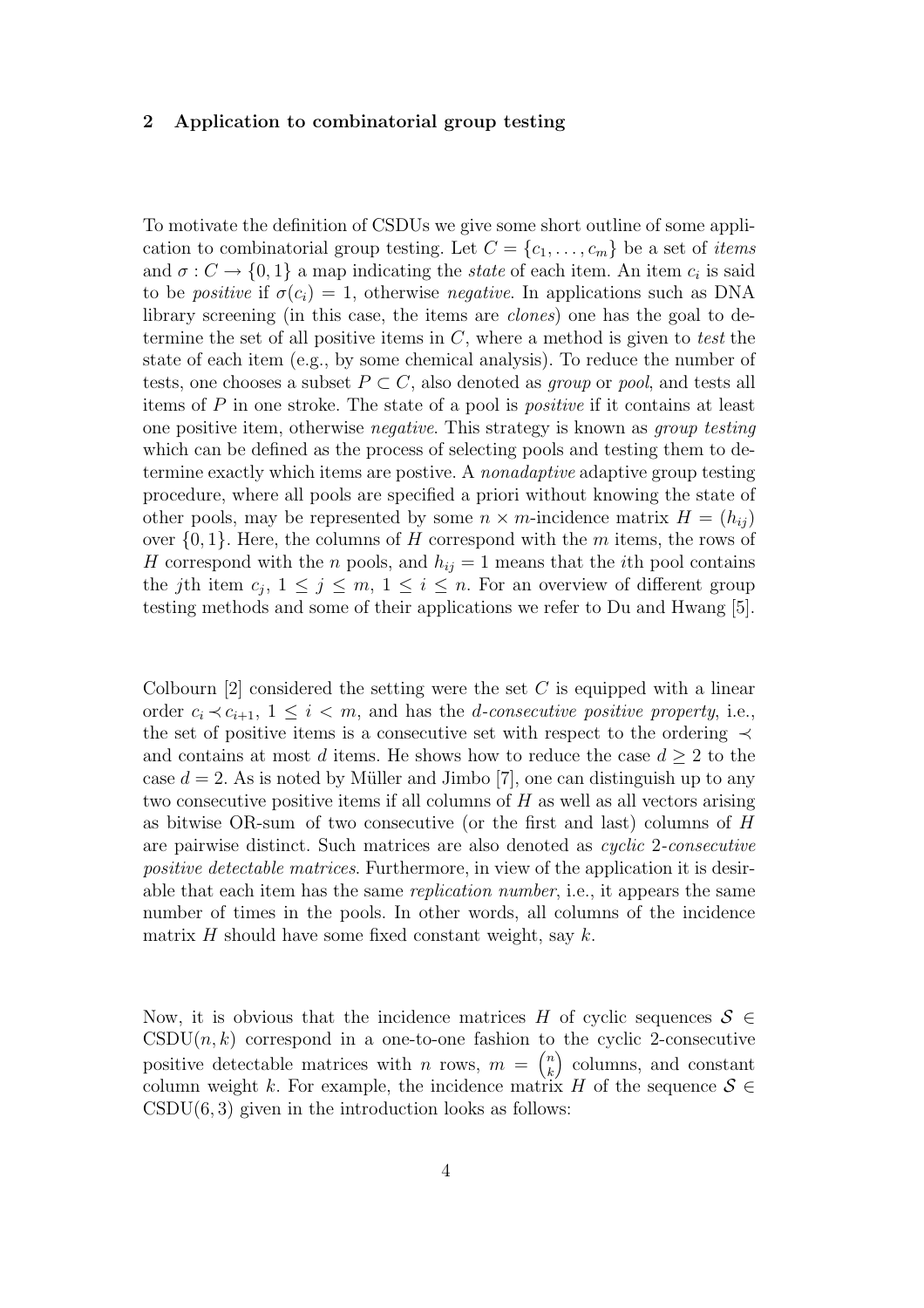## 2 Application to combinatorial group testing

To motivate the definition of CSDUs we give some short outline of some application to combinatorial group testing. Let $C = \{c_1, \ldots, c_m\}$ be a set of *items* and $\sigma : C \to \{0, 1\}$ a map indicating the *state* of each item. An item $c_i$ is said to be *positive* if $\sigma(c_i) = 1$, otherwise *negative*. In applications such as DNA library screening (in this case, the items are *clones*) one has the goal to determine the set of all positive items in $C$, where a method is given to *test* the state of each item (e.g., by some chemical analysis). To reduce the number of tests, one chooses a subset $P \subset C$, also denoted as *group* or *pool*, and tests all items of $P$ in one stroke. The state of a pool is *positive* if it contains at least one positive item, otherwise *negative*. This strategy is known as *group testing* which can be defined as the process of selecting pools and testing them to determine exactly which items are postive. A *nonadaptive* adaptive group testing procedure, where all pools are specified a priori without knowing the state of other pools, may be represented by some $n \times m$-incidence matrix $H = (h_{ij})$ over $\{0, 1\}$. Here, the columns of $H$ correspond with the $m$ items, the rows of $H$ correspond with the $n$ pools, and $h_{ij} = 1$ means that the $i$th pool contains the $j$th item $c_j$, $1 \leq j \leq m$, $1 \leq i \leq n$. For an overview of different group testing methods and some of their applications we refer to Du and Hwang [5].

Colbourn [2] considered the setting were the set $C$ is equipped with a linear order $c_i \prec c_{i+1}$, $1 \leq i < m$, and has the *d-consecutive positive property*, i.e., the set of positive items is a consecutive set with respect to the ordering $\prec$ and contains at most $d$ items. He shows how to reduce the case $d \geq 2$ to the case $d = 2$. As is noted by Müller and Jimbo [7], one can distinguish up to any two consecutive positive items if all columns of $H$ as well as all vectors arising as bitwise OR-sum of two consecutive (or the first and last) columns of $H$ are pairwise distinct. Such matrices are also denoted as *cyclic* 2*-consecutive positive detectable matrices*. Furthermore, in view of the application it is desirable that each item has the same *replication number*, i.e., it appears the same number of times in the pools. In other words, all columns of the incidence matrix $H$ should have some fixed constant weight, say $k$.

Now, it is obvious that the incidence matrices $H$ of cyclic sequences $\mathcal{S} \in \mathrm{CSDU}(n, k)$ correspond in a one-to-one fashion to the cyclic 2-consecutive positive detectable matrices with $n$ rows, $m = \binom{n}{k}$ columns, and constant column weight $k$. For example, the incidence matrix $H$ of the sequence $\mathcal{S} \in \mathrm{CSDU}(6, 3)$ given in the introduction looks as follows: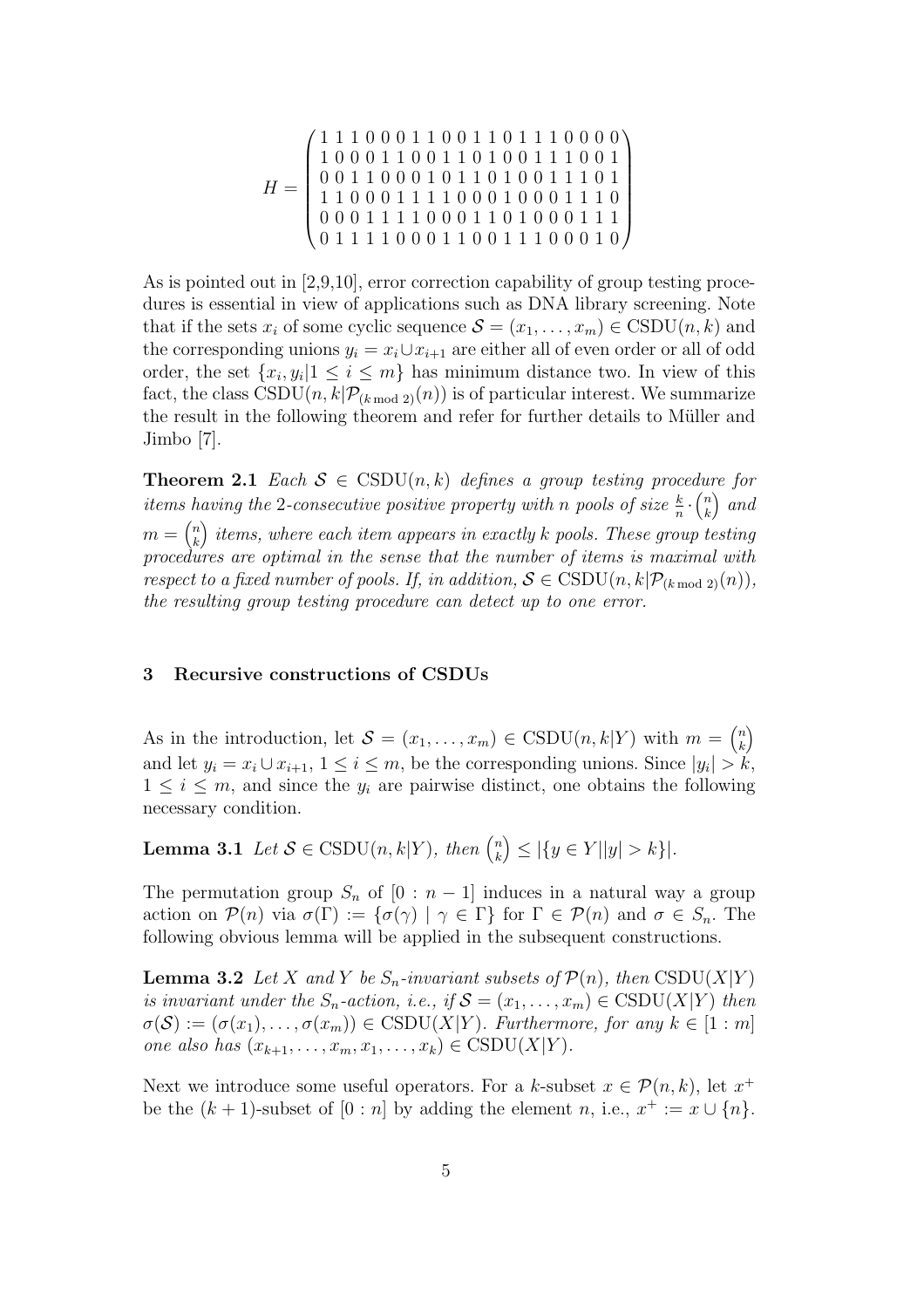$$H = \begin{pmatrix} 1\,1\,1\,0\,0\,0\,1\,1\,0\,0\,1\,1\,0\,1\,1\,1\,0\,0\,0\,0 \\ 1\,0\,0\,0\,1\,1\,0\,0\,1\,1\,0\,1\,0\,0\,1\,1\,1\,0\,0\,1 \\ 0\,0\,1\,1\,0\,0\,0\,1\,0\,1\,1\,0\,1\,0\,0\,1\,1\,1\,0\,1 \\ 1\,1\,0\,0\,0\,1\,1\,1\,1\,0\,0\,0\,1\,0\,0\,0\,1\,1\,1\,0 \\ 0\,0\,0\,1\,1\,1\,1\,0\,0\,0\,1\,1\,0\,1\,0\,0\,0\,1\,1\,1 \\ 0\,1\,1\,1\,1\,0\,0\,0\,1\,1\,0\,0\,1\,1\,1\,0\,0\,0\,1\,0 \end{pmatrix}$$

As is pointed out in [2,9,10], error correction capability of group testing procedures is essential in view of applications such as DNA library screening. Note that if the sets $x_i$ of some cyclic sequence $\mathcal{S} = (x_1, \ldots, x_m) \in \mathrm{CSDU}(n,k)$ and the corresponding unions $y_i = x_i \cup x_{i+1}$ are either all of even order or all of odd order, the set $\{x_i, y_i | 1 \le i \le m\}$ has minimum distance two. In view of this fact, the class $\mathrm{CSDU}(n, k|\mathcal{P}_{(k \bmod 2)}(n))$ is of particular interest. We summarize the result in the following theorem and refer for further details to Müller and Jimbo [7].

**Theorem 2.1** *Each $\mathcal{S} \in \mathrm{CSDU}(n,k)$ defines a group testing procedure for items having the 2-consecutive positive property with $n$ pools of size $\frac{k}{n} \cdot \binom{n}{k}$ and $m = \binom{n}{k}$ items, where each item appears in exactly $k$ pools. These group testing procedures are optimal in the sense that the number of items is maximal with respect to a fixed number of pools. If, in addition, $\mathcal{S} \in \mathrm{CSDU}(n, k|\mathcal{P}_{(k \bmod 2)}(n))$, the resulting group testing procedure can detect up to one error.*

## 3 Recursive constructions of CSDUs

As in the introduction, let $\mathcal{S} = (x_1, \ldots, x_m) \in \mathrm{CSDU}(n, k|Y)$ with $m = \binom{n}{k}$ and let $y_i = x_i \cup x_{i+1}$, $1 \le i \le m$, be the corresponding unions. Since $|y_i| > k$, $1 \le i \le m$, and since the $y_i$ are pairwise distinct, one obtains the following necessary condition.

**Lemma 3.1** *Let $\mathcal{S} \in \mathrm{CSDU}(n, k|Y)$, then $\binom{n}{k} \le |\{y \in Y | |y| > k\}|$.*

The permutation group $S_n$ of $[0 : n-1]$ induces in a natural way a group action on $\mathcal{P}(n)$ via $\sigma(\Gamma) := \{\sigma(\gamma) \mid \gamma \in \Gamma\}$ for $\Gamma \in \mathcal{P}(n)$ and $\sigma \in S_n$. The following obvious lemma will be applied in the subsequent constructions.

**Lemma 3.2** *Let $X$ and $Y$ be $S_n$-invariant subsets of $\mathcal{P}(n)$, then $\mathrm{CSDU}(X|Y)$ is invariant under the $S_n$-action, i.e., if $\mathcal{S} = (x_1, \ldots, x_m) \in \mathrm{CSDU}(X|Y)$ then $\sigma(\mathcal{S}) := (\sigma(x_1), \ldots, \sigma(x_m)) \in \mathrm{CSDU}(X|Y)$. Furthermore, for any $k \in [1 : m]$ one also has $(x_{k+1}, \ldots, x_m, x_1, \ldots, x_k) \in \mathrm{CSDU}(X|Y)$.*

Next we introduce some useful operators. For a $k$-subset $x \in \mathcal{P}(n,k)$, let $x^+$ be the $(k+1)$-subset of $[0 : n]$ by adding the element $n$, i.e., $x^+ := x \cup \{n\}$.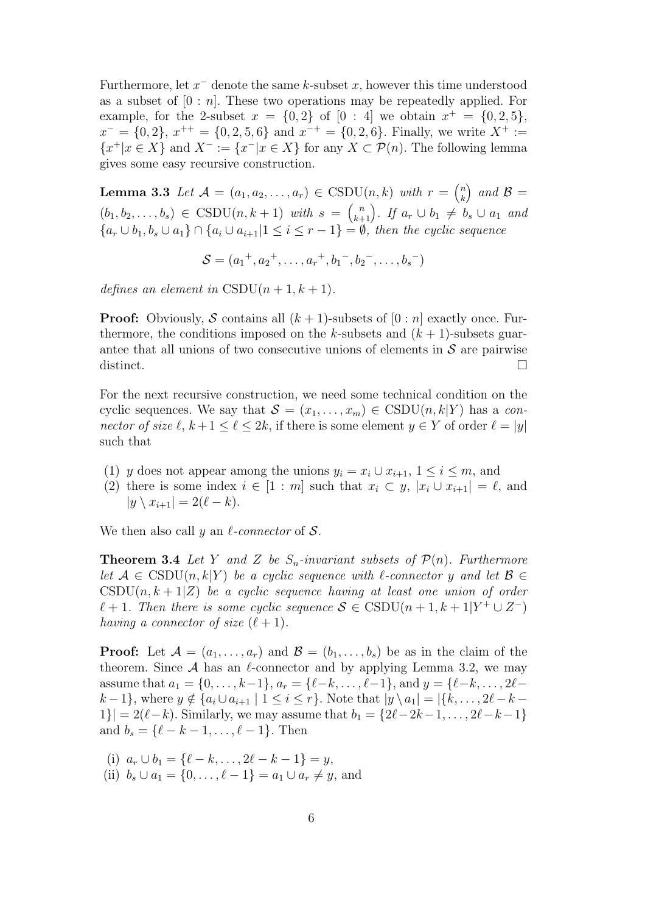Furthermore, let $x^-$ denote the same $k$-subset $x$, however this time understood as a subset of $[0:n]$. These two operations may be repeatedly applied. For example, for the 2-subset $x = \{0,2\}$ of $[0:4]$ we obtain $x^+ = \{0,2,5\}$, $x^- = \{0,2\}$, $x^{++} = \{0,2,5,6\}$ and $x^{-+} = \{0,2,6\}$. Finally, we write $X^+ := \{x^+ | x \in X\}$ and $X^- := \{x^- | x \in X\}$ for any $X \subset \mathcal{P}(n)$. The following lemma gives some easy recursive construction.

**Lemma 3.3** *Let $\mathcal{A} = (a_1, a_2, \ldots, a_r) \in \mathrm{CSDU}(n,k)$ with $r = \binom{n}{k}$ and $\mathcal{B} = (b_1, b_2, \ldots, b_s) \in \mathrm{CSDU}(n,k+1)$ with $s = \binom{n}{k+1}$. If $a_r \cup b_1 \neq b_s \cup a_1$ and $\{a_r \cup b_1, b_s \cup a_1\} \cap \{a_i \cup a_{i+1} | 1 \le i \le r-1\} = \emptyset$, then the cyclic sequence*

$$\mathcal{S} = ({a_1}^+, {a_2}^+, \ldots, {a_r}^+, {b_1}^-, {b_2}^-, \ldots, {b_s}^-)$$

*defines an element in $\mathrm{CSDU}(n+1,k+1)$.*

**Proof:** Obviously, $\mathcal{S}$ contains all $(k+1)$-subsets of $[0:n]$ exactly once. Furthermore, the conditions imposed on the $k$-subsets and $(k+1)$-subsets guarantee that all unions of two consecutive unions of elements in $\mathcal{S}$ are pairwise distinct. □

For the next recursive construction, we need some technical condition on the cyclic sequences. We say that $\mathcal{S} = (x_1, \ldots, x_m) \in \mathrm{CSDU}(n,k|Y)$ has a *connector of size* $\ell$, $k+1 \le \ell \le 2k$, if there is some element $y \in Y$ of order $\ell = |y|$ such that

(1) $y$ does not appear among the unions $y_i = x_i \cup x_{i+1}$, $1 \le i \le m$, and
(2) there is some index $i \in [1:m]$ such that $x_i \subset y$, $|x_i \cup x_{i+1}| = \ell$, and $|y \setminus x_{i+1}| = 2(\ell - k)$.

We then also call $y$ an *$\ell$-connector* of $\mathcal{S}$.

**Theorem 3.4** *Let $Y$ and $Z$ be $S_n$-invariant subsets of $\mathcal{P}(n)$. Furthermore let $\mathcal{A} \in \mathrm{CSDU}(n,k|Y)$ be a cyclic sequence with $\ell$-connector $y$ and let $\mathcal{B} \in \mathrm{CSDU}(n,k+1|Z)$ be a cyclic sequence having at least one union of order $\ell+1$. Then there is some cyclic sequence $\mathcal{S} \in \mathrm{CSDU}(n+1,k+1|Y^+ \cup Z^-)$ having a connector of size $(\ell+1)$.*

**Proof:** Let $\mathcal{A} = (a_1, \ldots, a_r)$ and $\mathcal{B} = (b_1, \ldots, b_s)$ be as in the claim of the theorem. Since $\mathcal{A}$ has an $\ell$-connector and by applying Lemma 3.2, we may assume that $a_1 = \{0, \ldots, k-1\}$, $a_r = \{\ell-k, \ldots, \ell-1\}$, and $y = \{\ell-k, \ldots, 2\ell-k-1\}$, where $y \notin \{a_i \cup a_{i+1} \mid 1 \le i \le r\}$. Note that $|y \setminus a_1| = |\{k, \ldots, 2\ell-k-1\}| = 2(\ell-k)$. Similarly, we may assume that $b_1 = \{2\ell-2k-1, \ldots, 2\ell-k-1\}$ and $b_s = \{\ell-k-1, \ldots, \ell-1\}$. Then

(i) $a_r \cup b_1 = \{\ell-k, \ldots, 2\ell-k-1\} = y$,
(ii) $b_s \cup a_1 = \{0, \ldots, \ell-1\} = a_1 \cup a_r \neq y$, and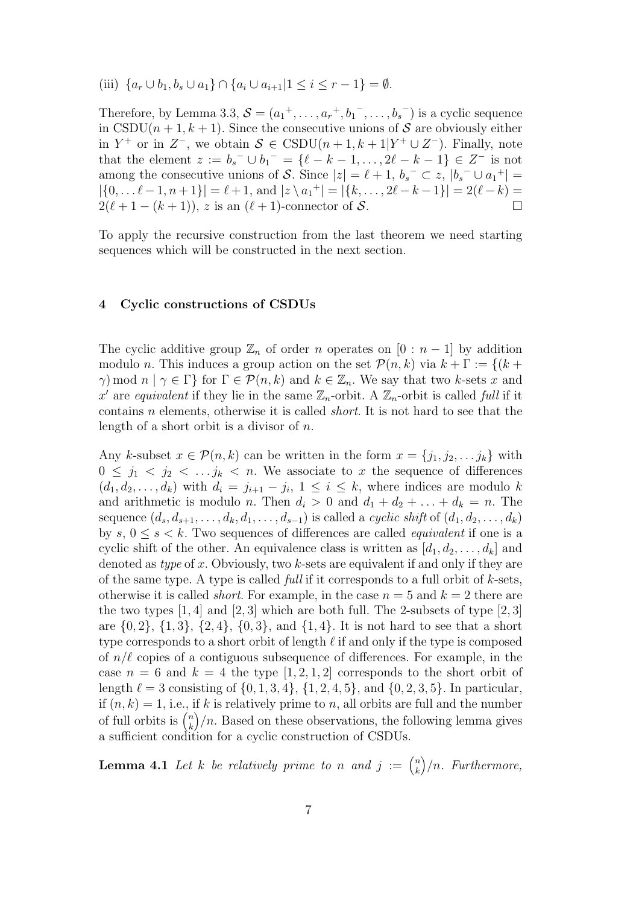(iii) $\{a_r \cup b_1, b_s \cup a_1\} \cap \{a_i \cup a_{i+1} | 1 \le i \le r-1\} = \emptyset$.

Therefore, by Lemma 3.3, $\mathcal{S} = ({a_1}^+, \ldots, {a_r}^+, {b_1}^-, \ldots, {b_s}^-)$ is a cyclic sequence in $\text{CSDU}(n+1, k+1)$. Since the consecutive unions of $\mathcal{S}$ are obviously either in $Y^+$ or in $Z^-$, we obtain $\mathcal{S} \in \text{CSDU}(n+1, k+1 | Y^+ \cup Z^-)$. Finally, note that the element $z := {b_s}^- \cup {b_1}^- = \{\ell - k - 1, \ldots, 2\ell - k - 1\} \in Z^-$ is not among the consecutive unions of $\mathcal{S}$. Since $|z| = \ell + 1$, ${b_s}^- \subset z$, $|{b_s}^- \cup {a_1}^+| = |\{0, \ldots \ell - 1, n+1\}| = \ell + 1$, and $|z \setminus {a_1}^+| = |\{k, \ldots, 2\ell - k - 1\}| = 2(\ell - k) = 2(\ell + 1 - (k+1))$, $z$ is an $(\ell+1)$-connector of $\mathcal{S}$. □

To apply the recursive construction from the last theorem we need starting sequences which will be constructed in the next section.

## 4 Cyclic constructions of CSDUs

The cyclic additive group $\mathbb{Z}_n$ of order $n$ operates on $[0 : n-1]$ by addition modulo $n$. This induces a group action on the set $\mathcal{P}(n, k)$ via $k + \Gamma := \{(k + \gamma) \bmod n \mid \gamma \in \Gamma\}$ for $\Gamma \in \mathcal{P}(n, k)$ and $k \in \mathbb{Z}_n$. We say that two $k$-sets $x$ and $x'$ are *equivalent* if they lie in the same $\mathbb{Z}_n$-orbit. A $\mathbb{Z}_n$-orbit is called *full* if it contains $n$ elements, otherwise it is called *short*. It is not hard to see that the length of a short orbit is a divisor of $n$.

Any $k$-subset $x \in \mathcal{P}(n, k)$ can be written in the form $x = \{j_1, j_2, \ldots j_k\}$ with $0 \le j_1 < j_2 < \ldots j_k < n$. We associate to $x$ the sequence of differences $(d_1, d_2, \ldots, d_k)$ with $d_i = j_{i+1} - j_i$, $1 \le i \le k$, where indices are modulo $k$ and arithmetic is modulo $n$. Then $d_i > 0$ and $d_1 + d_2 + \ldots + d_k = n$. The sequence $(d_s, d_{s+1}, \ldots, d_k, d_1, \ldots, d_{s-1})$ is called a *cyclic shift* of $(d_1, d_2, \ldots, d_k)$ by $s$, $0 \le s < k$. Two sequences of differences are called *equivalent* if one is a cyclic shift of the other. An equivalence class is written as $[d_1, d_2, \ldots, d_k]$ and denoted as *type* of $x$. Obviously, two $k$-sets are equivalent if and only if they are of the same type. A type is called *full* if it corresponds to a full orbit of $k$-sets, otherwise it is called *short*. For example, in the case $n = 5$ and $k = 2$ there are the two types $[1, 4]$ and $[2, 3]$ which are both full. The 2-subsets of type $[2, 3]$ are $\{0, 2\}$, $\{1, 3\}$, $\{2, 4\}$, $\{0, 3\}$, and $\{1, 4\}$. It is not hard to see that a short type corresponds to a short orbit of length $\ell$ if and only if the type is composed of $n/\ell$ copies of a contiguous subsequence of differences. For example, in the case $n = 6$ and $k = 4$ the type $[1, 2, 1, 2]$ corresponds to the short orbit of length $\ell = 3$ consisting of $\{0, 1, 3, 4\}$, $\{1, 2, 4, 5\}$, and $\{0, 2, 3, 5\}$. In particular, if $(n, k) = 1$, i.e., if $k$ is relatively prime to $n$, all orbits are full and the number of full orbits is $\binom{n}{k}/n$. Based on these observations, the following lemma gives a sufficient condition for a cyclic construction of CSDUs.

**Lemma 4.1** *Let $k$ be relatively prime to $n$ and $j := \binom{n}{k}/n$. Furthermore,*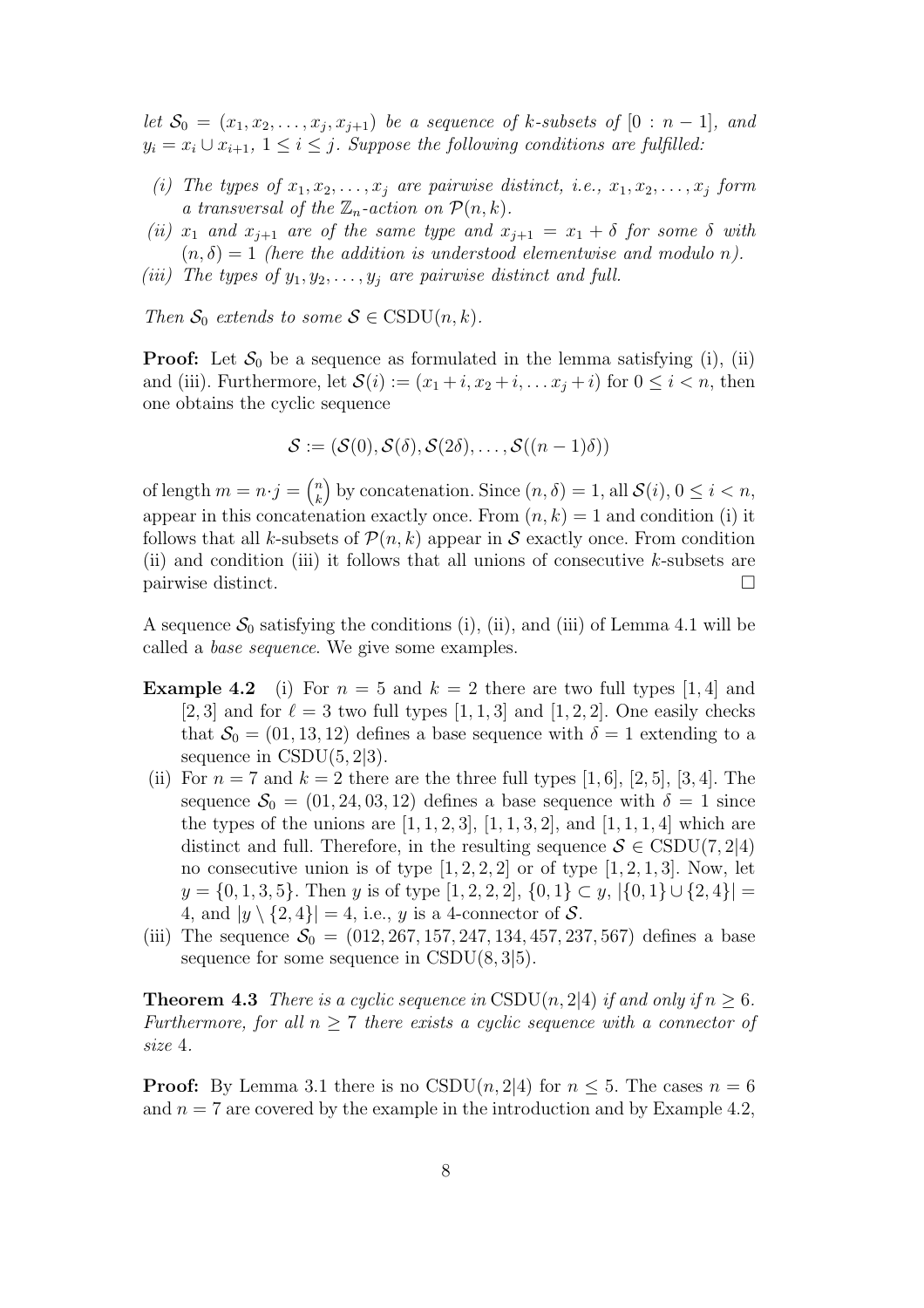*let $\mathcal{S}_0 = (x_1, x_2, \ldots, x_j, x_{j+1})$ be a sequence of $k$-subsets of $[0 : n-1]$, and $y_i = x_i \cup x_{i+1}$, $1 \le i \le j$. Suppose the following conditions are fulfilled:*

*(i) The types of $x_1, x_2, \ldots, x_j$ are pairwise distinct, i.e., $x_1, x_2, \ldots, x_j$ form a transversal of the $\mathbb{Z}_n$-action on $\mathcal{P}(n,k)$.*

*(ii) $x_1$ and $x_{j+1}$ are of the same type and $x_{j+1} = x_1 + \delta$ for some $\delta$ with $(n, \delta) = 1$ (here the addition is understood elementwise and modulo $n$).*

*(iii) The types of $y_1, y_2, \ldots, y_j$ are pairwise distinct and full.*

*Then $\mathcal{S}_0$ extends to some $\mathcal{S} \in \mathrm{CSDU}(n,k)$.*

**Proof:** Let $\mathcal{S}_0$ be a sequence as formulated in the lemma satisfying (i), (ii) and (iii). Furthermore, let $\mathcal{S}(i) := (x_1 + i, x_2 + i, \ldots x_j + i)$ for $0 \le i < n$, then one obtains the cyclic sequence

$$\mathcal{S} := (\mathcal{S}(0), \mathcal{S}(\delta), \mathcal{S}(2\delta), \ldots, \mathcal{S}((n-1)\delta))$$

of length $m = n \cdot j = \binom{n}{k}$ by concatenation. Since $(n, \delta) = 1$, all $\mathcal{S}(i)$, $0 \le i < n$, appear in this concatenation exactly once. From $(n, k) = 1$ and condition (i) it follows that all $k$-subsets of $\mathcal{P}(n,k)$ appear in $\mathcal{S}$ exactly once. From condition (ii) and condition (iii) it follows that all unions of consecutive $k$-subsets are pairwise distinct. $\square$

A sequence $\mathcal{S}_0$ satisfying the conditions (i), (ii), and (iii) of Lemma 4.1 will be called a *base sequence*. We give some examples.

**Example 4.2** (i) For $n = 5$ and $k = 2$ there are two full types $[1,4]$ and $[2,3]$ and for $\ell = 3$ two full types $[1,1,3]$ and $[1,2,2]$. One easily checks that $\mathcal{S}_0 = (01, 13, 12)$ defines a base sequence with $\delta = 1$ extending to a sequence in $\mathrm{CSDU}(5, 2|3)$.

(ii) For $n = 7$ and $k = 2$ there are the three full types $[1,6]$, $[2,5]$, $[3,4]$. The sequence $\mathcal{S}_0 = (01, 24, 03, 12)$ defines a base sequence with $\delta = 1$ since the types of the unions are $[1,1,2,3]$, $[1,1,3,2]$, and $[1,1,1,4]$ which are distinct and full. Therefore, in the resulting sequence $\mathcal{S} \in \mathrm{CSDU}(7, 2|4)$ no consecutive union is of type $[1,2,2,2]$ or of type $[1,2,1,3]$. Now, let $y = \{0,1,3,5\}$. Then $y$ is of type $[1,2,2,2]$, $\{0,1\} \subset y$, $|\{0,1\} \cup \{2,4\}| = 4$, and $|y \setminus \{2,4\}| = 4$, i.e., $y$ is a 4-connector of $\mathcal{S}$.

(iii) The sequence $\mathcal{S}_0 = (012, 267, 157, 247, 134, 457, 237, 567)$ defines a base sequence for some sequence in $\mathrm{CSDU}(8, 3|5)$.

**Theorem 4.3** *There is a cyclic sequence in $\mathrm{CSDU}(n, 2|4)$ if and only if $n \ge 6$. Furthermore, for all $n \ge 7$ there exists a cyclic sequence with a connector of size 4.*

**Proof:** By Lemma 3.1 there is no $\mathrm{CSDU}(n, 2|4)$ for $n \le 5$. The cases $n = 6$ and $n = 7$ are covered by the example in the introduction and by Example 4.2,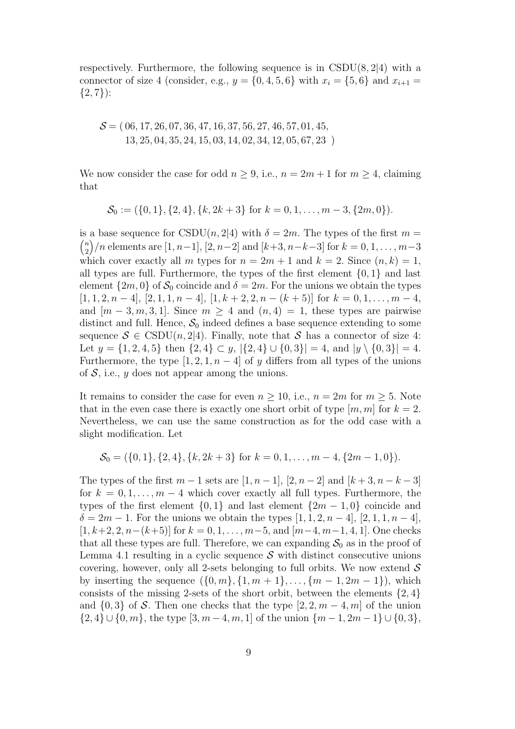respectively. Furthermore, the following sequence is in CSDU$(8, 2|4)$ with a connector of size 4 (consider, e.g., $y = \{0, 4, 5, 6\}$ with $x_i = \{5, 6\}$ and $x_{i+1} = \{2, 7\}$):

$$
\begin{aligned}
\mathcal{S} = (\, & 06, 17, 26, 07, 36, 47, 16, 37, 56, 27, 46, 57, 01, 45, \\
& 13, 25, 04, 35, 24, 15, 03, 14, 02, 34, 12, 05, 67, 23 \,)
\end{aligned}
$$

We now consider the case for odd $n \geq 9$, i.e., $n = 2m + 1$ for $m \geq 4$, claiming that

$$\mathcal{S}_0 := (\{0, 1\}, \{2, 4\}, \{k, 2k + 3\} \text{ for } k = 0, 1, \dots, m - 3, \{2m, 0\}).$$

is a base sequence for CSDU$(n, 2|4)$ with $\delta = 2m$. The types of the first $m = \binom{n}{2}/n$ elements are $[1, n-1]$, $[2, n-2]$ and $[k+3, n-k-3]$ for $k = 0, 1, \dots, m-3$ which cover exactly all $m$ types for $n = 2m + 1$ and $k = 2$. Since $(n, k) = 1$, all types are full. Furthermore, the types of the first element $\{0, 1\}$ and last element $\{2m, 0\}$ of $\mathcal{S}_0$ coincide and $\delta = 2m$. For the unions we obtain the types $[1, 1, 2, n - 4]$, $[2, 1, 1, n - 4]$, $[1, k + 2, 2, n - (k + 5)]$ for $k = 0, 1, \dots, m - 4$, and $[m - 3, m, 3, 1]$. Since $m \geq 4$ and $(n, 4) = 1$, these types are pairwise distinct and full. Hence, $\mathcal{S}_0$ indeed defines a base sequence extending to some sequence $\mathcal{S} \in$ CSDU$(n, 2|4)$. Finally, note that $\mathcal{S}$ has a connector of size 4: Let $y = \{1, 2, 4, 5\}$ then $\{2, 4\} \subset y$, $|\{2, 4\} \cup \{0, 3\}| = 4$, and $|y \setminus \{0, 3\}| = 4$. Furthermore, the type $[1, 2, 1, n - 4]$ of $y$ differs from all types of the unions of $\mathcal{S}$, i.e., $y$ does not appear among the unions.

It remains to consider the case for even $n \geq 10$, i.e., $n = 2m$ for $m \geq 5$. Note that in the even case there is exactly one short orbit of type $[m, m]$ for $k = 2$. Nevertheless, we can use the same construction as for the odd case with a slight modification. Let

$$\mathcal{S}_0 = (\{0, 1\}, \{2, 4\}, \{k, 2k + 3\} \text{ for } k = 0, 1, \dots, m - 4, \{2m - 1, 0\}).$$

The types of the first $m - 1$ sets are $[1, n - 1]$, $[2, n - 2]$ and $[k + 3, n - k - 3]$ for $k = 0, 1, \dots, m - 4$ which cover exactly all full types. Furthermore, the types of the first element $\{0, 1\}$ and last element $\{2m - 1, 0\}$ coincide and $\delta = 2m - 1$. For the unions we obtain the types $[1, 1, 2, n - 4]$, $[2, 1, 1, n - 4]$, $[1, k+2, 2, n-(k+5)]$ for $k = 0, 1, \dots, m-5$, and $[m-4, m-1, 4, 1]$. One checks that all these types are full. Therefore, we can expanding $\mathcal{S}_0$ as in the proof of Lemma 4.1 resulting in a cyclic sequence $\mathcal{S}$ with distinct consecutive unions covering, however, only all 2-sets belonging to full orbits. We now extend $\mathcal{S}$ by inserting the sequence $(\{0, m\}, \{1, m + 1\}, \dots, \{m - 1, 2m - 1\})$, which consists of the missing 2-sets of the short orbit, between the elements $\{2, 4\}$ and $\{0, 3\}$ of $\mathcal{S}$. Then one checks that the type $[2, 2, m - 4, m]$ of the union $\{2, 4\} \cup \{0, m\}$, the type $[3, m - 4, m, 1]$ of the union $\{m - 1, 2m - 1\} \cup \{0, 3\}$,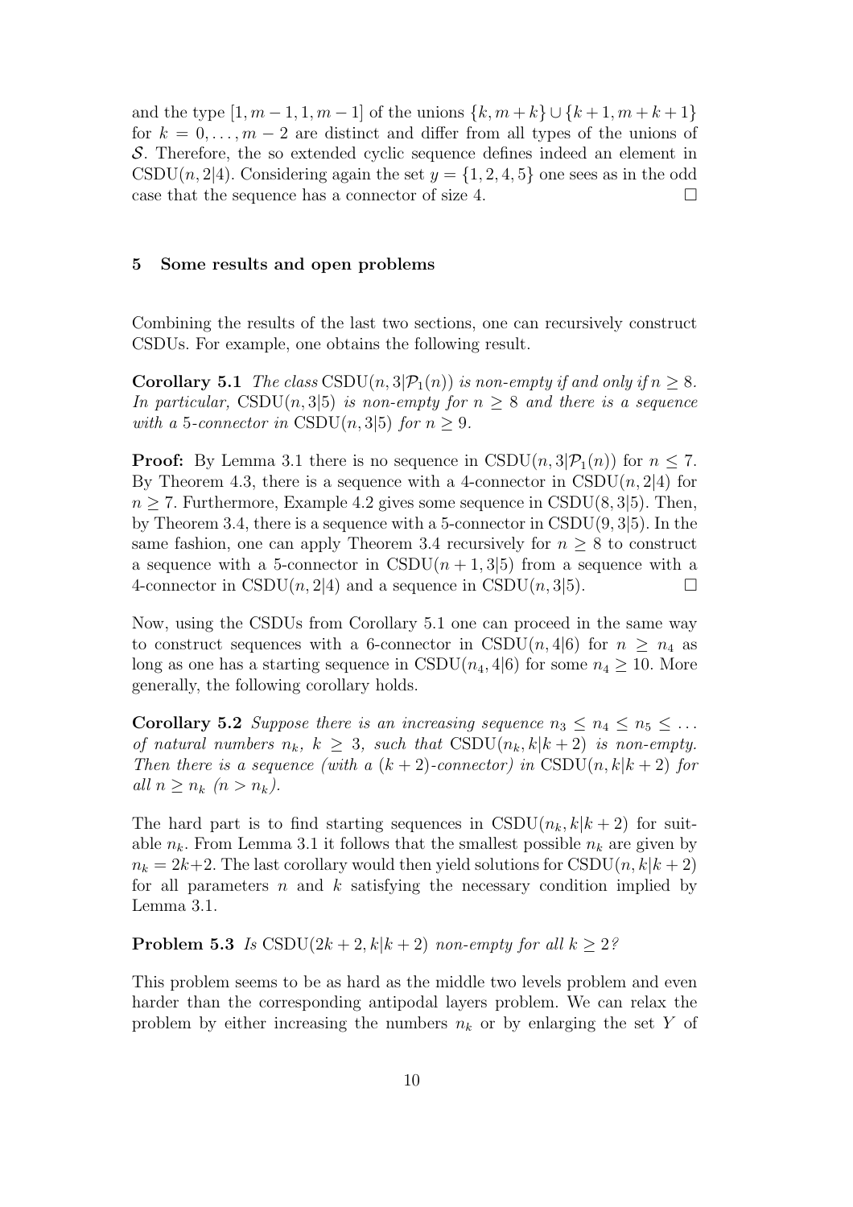and the type $[1, m-1, 1, m-1]$ of the unions $\{k, m+k\} \cup \{k+1, m+k+1\}$ for $k = 0, \ldots, m-2$ are distinct and differ from all types of the unions of $\mathcal{S}$. Therefore, the so extended cyclic sequence defines indeed an element in $\mathrm{CSDU}(n, 2|4)$. Considering again the set $y = \{1, 2, 4, 5\}$ one sees as in the odd case that the sequence has a connector of size 4. □

## 5 Some results and open problems

Combining the results of the last two sections, one can recursively construct CSDUs. For example, one obtains the following result.

**Corollary 5.1** *The class* $\mathrm{CSDU}(n, 3|\mathcal{P}_1(n))$ *is non-empty if and only if* $n \geq 8$. *In particular,* $\mathrm{CSDU}(n, 3|5)$ *is non-empty for* $n \geq 8$ *and there is a sequence with a 5-connector in* $\mathrm{CSDU}(n, 3|5)$ *for* $n \geq 9$.

**Proof:** By Lemma 3.1 there is no sequence in $\mathrm{CSDU}(n, 3|\mathcal{P}_1(n))$ for $n \leq 7$. By Theorem 4.3, there is a sequence with a 4-connector in $\mathrm{CSDU}(n, 2|4)$ for $n \geq 7$. Furthermore, Example 4.2 gives some sequence in $\mathrm{CSDU}(8, 3|5)$. Then, by Theorem 3.4, there is a sequence with a 5-connector in $\mathrm{CSDU}(9, 3|5)$. In the same fashion, one can apply Theorem 3.4 recursively for $n \geq 8$ to construct a sequence with a 5-connector in $\mathrm{CSDU}(n+1, 3|5)$ from a sequence with a 4-connector in $\mathrm{CSDU}(n, 2|4)$ and a sequence in $\mathrm{CSDU}(n, 3|5)$. □

Now, using the CSDUs from Corollary 5.1 one can proceed in the same way to construct sequences with a 6-connector in $\mathrm{CSDU}(n, 4|6)$ for $n \geq n_4$ as long as one has a starting sequence in $\mathrm{CSDU}(n_4, 4|6)$ for some $n_4 \geq 10$. More generally, the following corollary holds.

**Corollary 5.2** *Suppose there is an increasing sequence* $n_3 \leq n_4 \leq n_5 \leq \ldots$ *of natural numbers* $n_k$, $k \geq 3$, *such that* $\mathrm{CSDU}(n_k, k|k+2)$ *is non-empty. Then there is a sequence (with a* $(k+2)$*-connector) in* $\mathrm{CSDU}(n, k|k+2)$ *for all* $n \geq n_k$ $(n > n_k)$.

The hard part is to find starting sequences in $\mathrm{CSDU}(n_k, k|k+2)$ for suitable $n_k$. From Lemma 3.1 it follows that the smallest possible $n_k$ are given by $n_k = 2k+2$. The last corollary would then yield solutions for $\mathrm{CSDU}(n, k|k+2)$ for all parameters $n$ and $k$ satisfying the necessary condition implied by Lemma 3.1.

**Problem 5.3** *Is* $\mathrm{CSDU}(2k+2, k|k+2)$ *non-empty for all* $k \geq 2$*?*

This problem seems to be as hard as the middle two levels problem and even harder than the corresponding antipodal layers problem. We can relax the problem by either increasing the numbers $n_k$ or by enlarging the set $Y$ of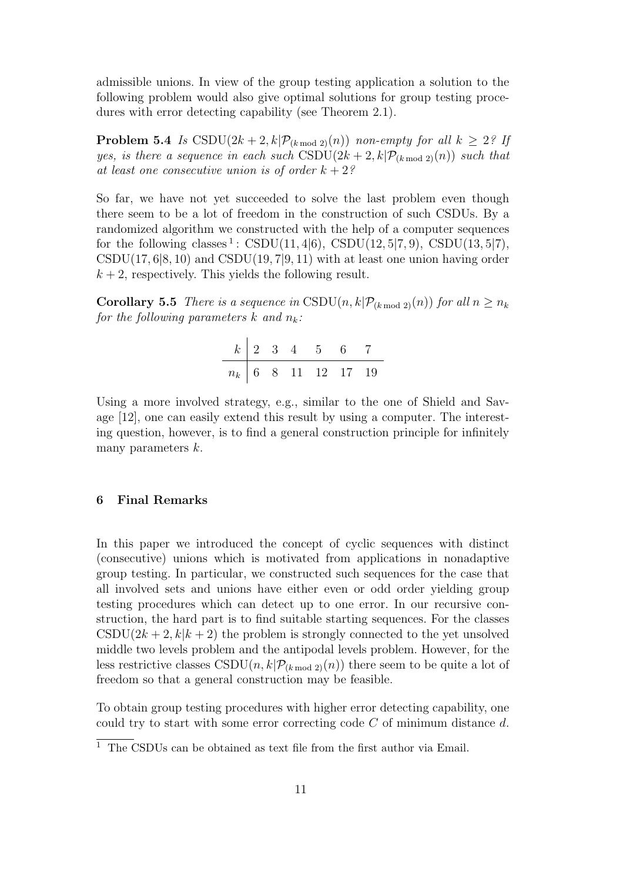admissible unions. In view of the group testing application a solution to the following problem would also give optimal solutions for group testing procedures with error detecting capability (see Theorem 2.1).

**Problem 5.4** *Is* $\mathrm{CSDU}(2k+2, k|\mathcal{P}_{(k \bmod 2)}(n))$ *non-empty for all* $k \geq 2$*? If yes, is there a sequence in each such* $\mathrm{CSDU}(2k+2, k|\mathcal{P}_{(k \bmod 2)}(n))$ *such that at least one consecutive union is of order* $k+2$*?*

So far, we have not yet succeeded to solve the last problem even though there seem to be a lot of freedom in the construction of such CSDUs. By a randomized algorithm we constructed with the help of a computer sequences for the following classes [1]: $\mathrm{CSDU}(11, 4|6)$, $\mathrm{CSDU}(12, 5|7, 9)$, $\mathrm{CSDU}(13, 5|7)$, $\mathrm{CSDU}(17, 6|8, 10)$ and $\mathrm{CSDU}(19, 7|9, 11)$ with at least one union having order $k+2$, respectively. This yields the following result.

**Corollary 5.5** *There is a sequence in* $\mathrm{CSDU}(n, k|\mathcal{P}_{(k \bmod 2)}(n))$ *for all* $n \geq n_k$ *for the following parameters* $k$ *and* $n_k$*:*

| $k$ | 2 | 3 | 4 | 5 | 6 | 7 |
|---|---|---|---|---|---|---|
| $n_k$ | 6 | 8 | 11 | 12 | 17 | 19 |

Using a more involved strategy, e.g., similar to the one of Shield and Savage [12], one can easily extend this result by using a computer. The interesting question, however, is to find a general construction principle for infinitely many parameters $k$.

## 6 Final Remarks

In this paper we introduced the concept of cyclic sequences with distinct (consecutive) unions which is motivated from applications in nonadaptive group testing. In particular, we constructed such sequences for the case that all involved sets and unions have either even or odd order yielding group testing procedures which can detect up to one error. In our recursive construction, the hard part is to find suitable starting sequences. For the classes $\mathrm{CSDU}(2k+2, k|k+2)$ the problem is strongly connected to the yet unsolved middle two levels problem and the antipodal levels problem. However, for the less restrictive classes $\mathrm{CSDU}(n, k|\mathcal{P}_{(k \bmod 2)}(n))$ there seem to be quite a lot of freedom so that a general construction may be feasible.

To obtain group testing procedures with higher error detecting capability, one could try to start with some error correcting code $C$ of minimum distance $d$.

[1] The CSDUs can be obtained as text file from the first author via Email.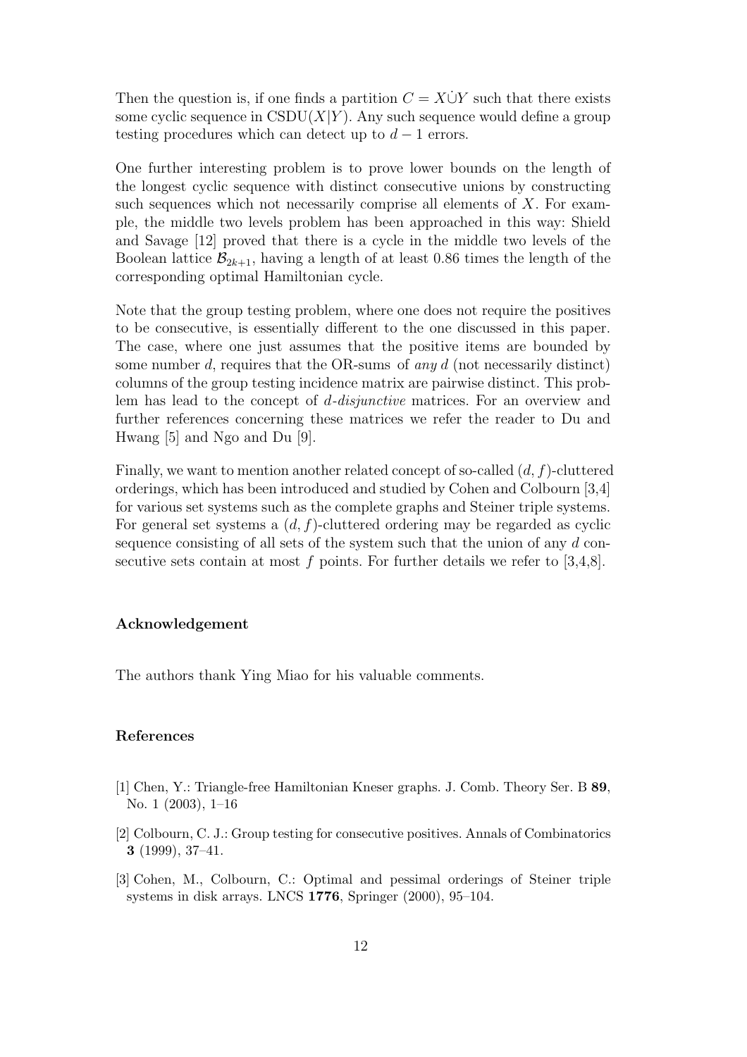Then the question is, if one finds a partition $C = X \dot{\cup} Y$ such that there exists some cyclic sequence in $\mathrm{CSDU}(X|Y)$. Any such sequence would define a group testing procedures which can detect up to $d-1$ errors.

One further interesting problem is to prove lower bounds on the length of the longest cyclic sequence with distinct consecutive unions by constructing such sequences which not necessarily comprise all elements of $X$. For example, the middle two levels problem has been approached in this way: Shield and Savage [12] proved that there is a cycle in the middle two levels of the Boolean lattice $\mathcal{B}_{2k+1}$, having a length of at least 0.86 times the length of the corresponding optimal Hamiltonian cycle.

Note that the group testing problem, where one does not require the positives to be consecutive, is essentially different to the one discussed in this paper. The case, where one just assumes that the positive items are bounded by some number $d$, requires that the OR-sums of *any* $d$ (not necessarily distinct) columns of the group testing incidence matrix are pairwise distinct. This problem has lead to the concept of $d$-*disjunctive* matrices. For an overview and further references concerning these matrices we refer the reader to Du and Hwang [5] and Ngo and Du [9].

Finally, we want to mention another related concept of so-called $(d, f)$-cluttered orderings, which has been introduced and studied by Cohen and Colbourn [3,4] for various set systems such as the complete graphs and Steiner triple systems. For general set systems a $(d, f)$-cluttered ordering may be regarded as cyclic sequence consisting of all sets of the system such that the union of any $d$ consecutive sets contain at most $f$ points. For further details we refer to [3,4,8].

### Acknowledgement

The authors thank Ying Miao for his valuable comments.

### References

[1] Chen, Y.: Triangle-free Hamiltonian Kneser graphs. J. Comb. Theory Ser. B **89**, No. 1 (2003), 1–16

[2] Colbourn, C. J.: Group testing for consecutive positives. Annals of Combinatorics **3** (1999), 37–41.

[3] Cohen, M., Colbourn, C.: Optimal and pessimal orderings of Steiner triple systems in disk arrays. LNCS **1776**, Springer (2000), 95–104.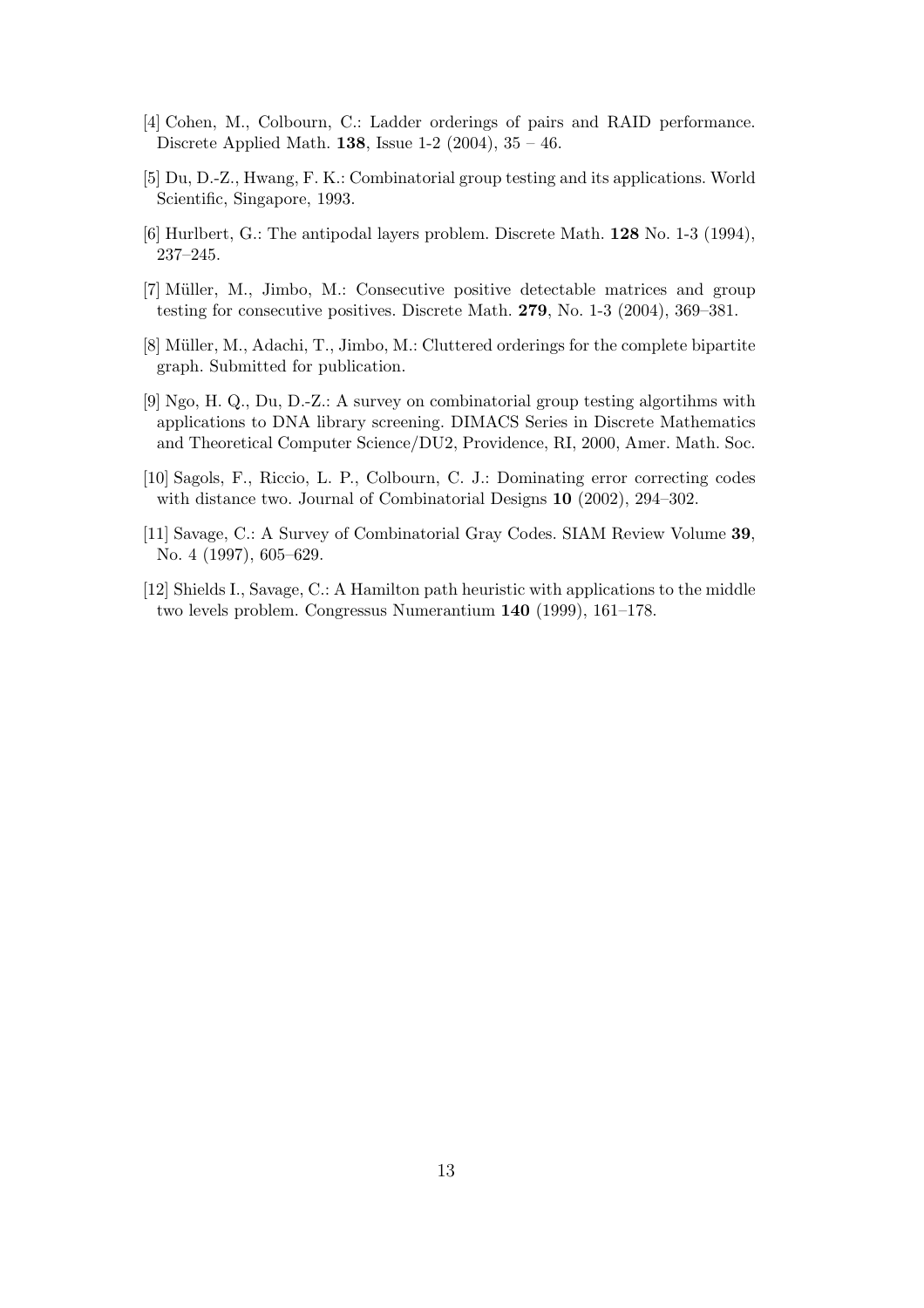[4] Cohen, M., Colbourn, C.: Ladder orderings of pairs and RAID performance. Discrete Applied Math. **138**, Issue 1-2 (2004), 35 – 46.

[5] Du, D.-Z., Hwang, F. K.: Combinatorial group testing and its applications. World Scientific, Singapore, 1993.

[6] Hurlbert, G.: The antipodal layers problem. Discrete Math. **128** No. 1-3 (1994), 237–245.

[7] Müller, M., Jimbo, M.: Consecutive positive detectable matrices and group testing for consecutive positives. Discrete Math. **279**, No. 1-3 (2004), 369–381.

[8] Müller, M., Adachi, T., Jimbo, M.: Cluttered orderings for the complete bipartite graph. Submitted for publication.

[9] Ngo, H. Q., Du, D.-Z.: A survey on combinatorial group testing algortihms with applications to DNA library screening. DIMACS Series in Discrete Mathematics and Theoretical Computer Science/DU2, Providence, RI, 2000, Amer. Math. Soc.

[10] Sagols, F., Riccio, L. P., Colbourn, C. J.: Dominating error correcting codes with distance two. Journal of Combinatorial Designs **10** (2002), 294–302.

[11] Savage, C.: A Survey of Combinatorial Gray Codes. SIAM Review Volume **39**, No. 4 (1997), 605–629.

[12] Shields I., Savage, C.: A Hamilton path heuristic with applications to the middle two levels problem. Congressus Numerantium **140** (1999), 161–178.